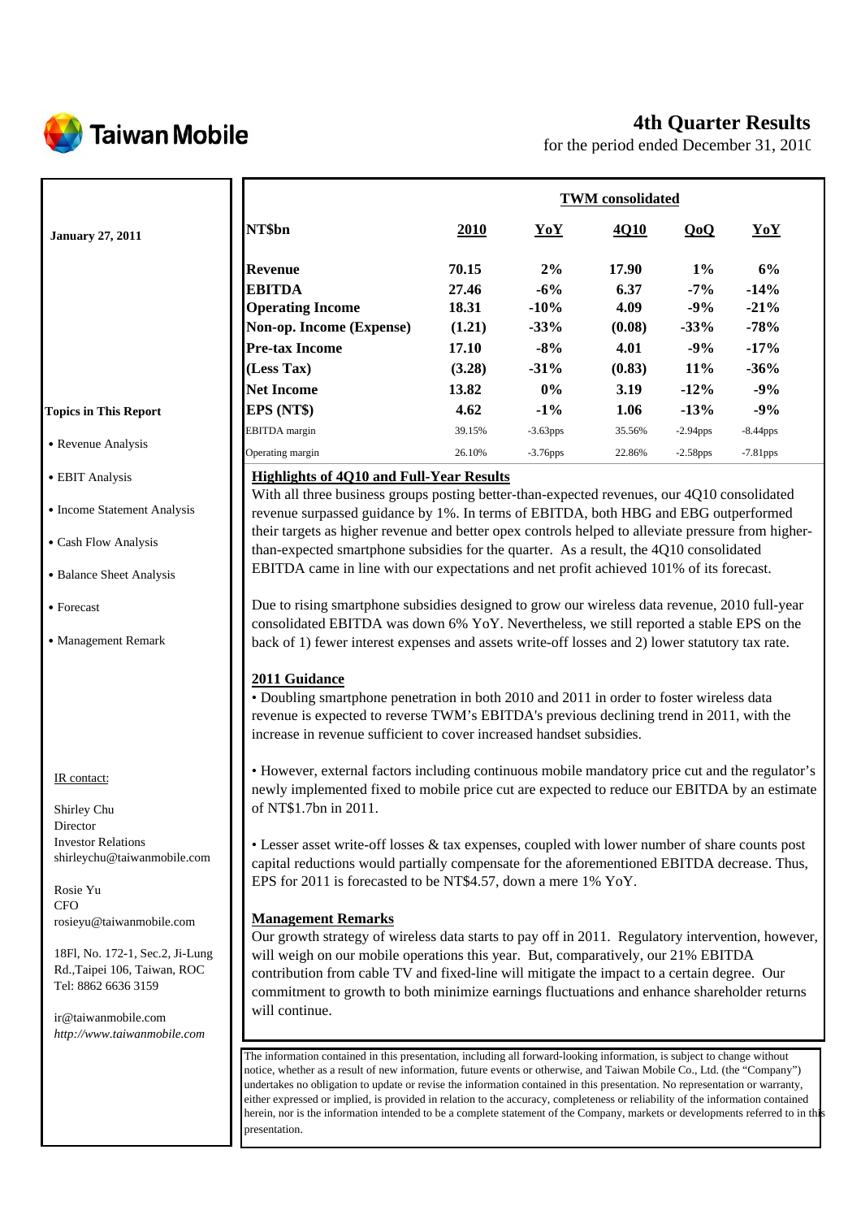# Taiwan Mobile

## 4th Quarter Results

for the period ended December 31, 2010

**January 27, 2011**

| NT$bn | 2010 | YoY | 4Q10 | QoQ | YoY |
|---|---|---|---|---|---|
| | **TWM consolidated** | | | | |
| **Revenue** | **70.15** | **2%** | **17.90** | **1%** | **6%** |
| **EBITDA** | **27.46** | **-6%** | **6.37** | **-7%** | **-14%** |
| **Operating Income** | **18.31** | **-10%** | **4.09** | **-9%** | **-21%** |
| **Non-op. Income (Expense)** | **(1.21)** | **-33%** | **(0.08)** | **-33%** | **-78%** |
| **Pre-tax Income** | **17.10** | **-8%** | **4.01** | **-9%** | **-17%** |
| **(Less Tax)** | **(3.28)** | **-31%** | **(0.83)** | **11%** | **-36%** |
| **Net Income** | **13.82** | **0%** | **3.19** | **-12%** | **-9%** |
| **EPS (NT$)** | **4.62** | **-1%** | **1.06** | **-13%** | **-9%** |
| EBITDA margin | 39.15% | -3.63pps | 35.56% | -2.94pps | -8.44pps |
| Operating margin | 26.10% | -3.76pps | 22.86% | -2.58pps | -7.81pps |

**Topics in This Report**

- Revenue Analysis
- EBIT Analysis
- Income Statement Analysis
- Cash Flow Analysis
- Balance Sheet Analysis
- Forecast
- Management Remark

### Highlights of 4Q10 and Full-Year Results

With all three business groups posting better-than-expected revenues, our 4Q10 consolidated revenue surpassed guidance by 1%. In terms of EBITDA, both HBG and EBG outperformed their targets as higher revenue and better opex controls helped to alleviate pressure from higher-than-expected smartphone subsidies for the quarter. As a result, the 4Q10 consolidated EBITDA came in line with our expectations and net profit achieved 101% of its forecast.

Due to rising smartphone subsidies designed to grow our wireless data revenue, 2010 full-year consolidated EBITDA was down 6% YoY. Nevertheless, we still reported a stable EPS on the back of 1) fewer interest expenses and assets write-off losses and 2) lower statutory tax rate.

### 2011 Guidance

• Doubling smartphone penetration in both 2010 and 2011 in order to foster wireless data revenue is expected to reverse TWM's EBITDA's previous declining trend in 2011, with the increase in revenue sufficient to cover increased handset subsidies.

• However, external factors including continuous mobile mandatory price cut and the regulator's newly implemented fixed to mobile price cut are expected to reduce our EBITDA by an estimate of NT$1.7bn in 2011.

• Lesser asset write-off losses & tax expenses, coupled with lower number of share counts post capital reductions would partially compensate for the aforementioned EBITDA decrease. Thus, EPS for 2011 is forecasted to be NT$4.57, down a mere 1% YoY.

### Management Remarks

Our growth strategy of wireless data starts to pay off in 2011. Regulatory intervention, however, will weigh on our mobile operations this year. But, comparatively, our 21% EBITDA contribution from cable TV and fixed-line will mitigate the impact to a certain degree. Our commitment to growth to both minimize earnings fluctuations and enhance shareholder returns will continue.

IR contact:

Shirley Chu
Director
Investor Relations
shirleychu@taiwanmobile.com

Rosie Yu
CFO
rosieyu@taiwanmobile.com

18Fl, No. 172-1, Sec.2, Ji-Lung Rd.,Taipei 106, Taiwan, ROC
Tel: 8862 6636 3159

ir@taiwanmobile.com
*http://www.taiwanmobile.com*

The information contained in this presentation, including all forward-looking information, is subject to change without notice, whether as a result of new information, future events or otherwise, and Taiwan Mobile Co., Ltd. (the "Company") undertakes no obligation to update or revise the information contained in this presentation. No representation or warranty, either expressed or implied, is provided in relation to the accuracy, completeness or reliability of the information contained herein, nor is the information intended to be a complete statement of the Company, markets or developments referred to in this presentation.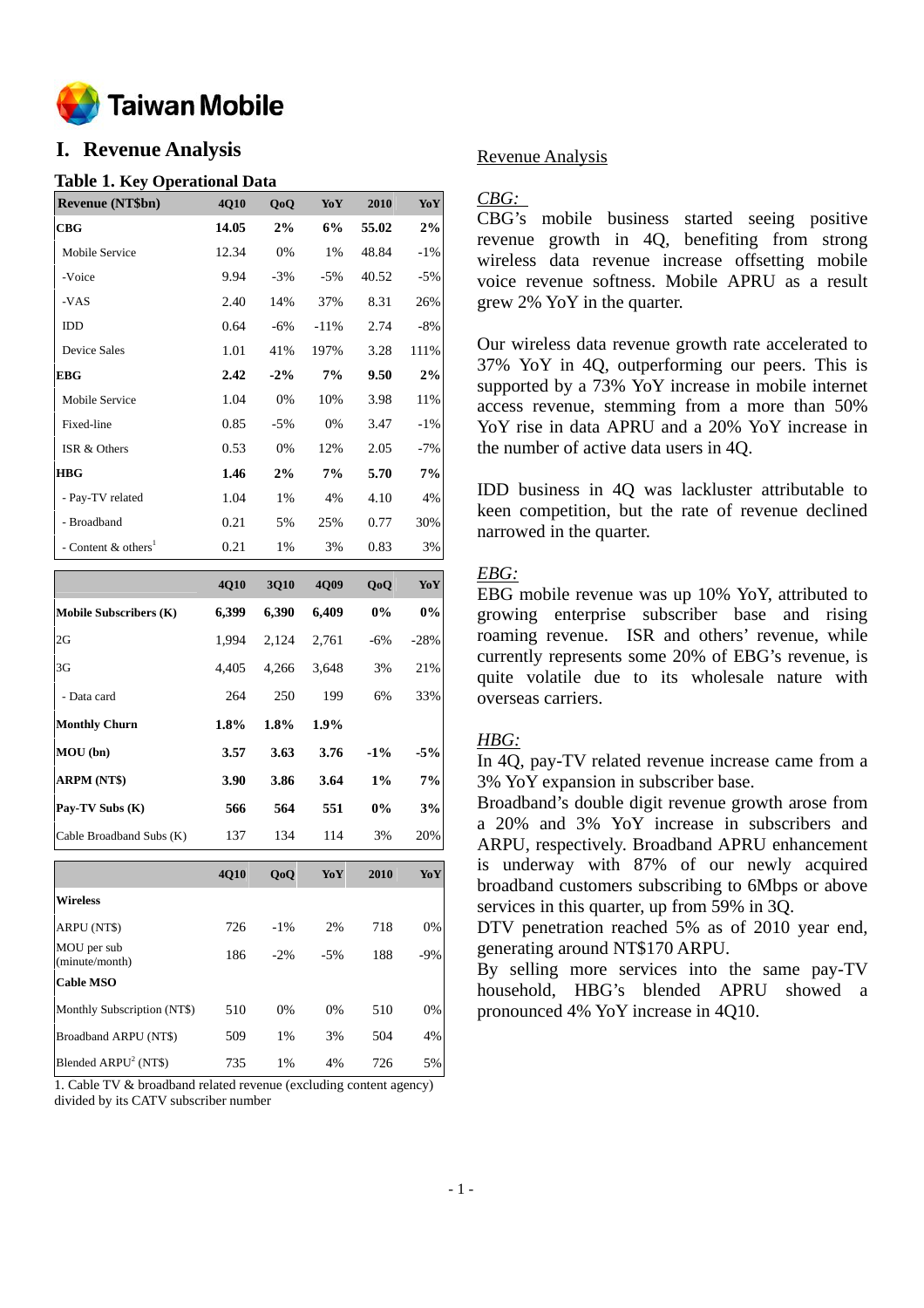# I. Revenue Analysis

### Table 1. Key Operational Data

| Revenue (NT$bn) | 4Q10 | QoQ | YoY | 2010 | YoY |
|---|---|---|---|---|---|
| **CBG** | **14.05** | **2%** | **6%** | **55.02** | **2%** |
| Mobile Service | 12.34 | 0% | 1% | 48.84 | -1% |
| -Voice | 9.94 | -3% | -5% | 40.52 | -5% |
| -VAS | 2.40 | 14% | 37% | 8.31 | 26% |
| IDD | 0.64 | -6% | -11% | 2.74 | -8% |
| Device Sales | 1.01 | 41% | 197% | 3.28 | 111% |
| **EBG** | **2.42** | **-2%** | **7%** | **9.50** | **2%** |
| Mobile Service | 1.04 | 0% | 10% | 3.98 | 11% |
| Fixed-line | 0.85 | -5% | 0% | 3.47 | -1% |
| ISR & Others | 0.53 | 0% | 12% | 2.05 | -7% |
| **HBG** | **1.46** | **2%** | **7%** | **5.70** | **7%** |
| - Pay-TV related | 1.04 | 1% | 4% | 4.10 | 4% |
| - Broadband | 0.21 | 5% | 25% | 0.77 | 30% |
| - Content & others[1] | 0.21 | 1% | 3% | 0.83 | 3% |

| | 4Q10 | 3Q10 | 4Q09 | QoQ | YoY |
|---|---|---|---|---|---|
| **Mobile Subscribers (K)** | **6,399** | **6,390** | **6,409** | **0%** | **0%** |
| 2G | 1,994 | 2,124 | 2,761 | -6% | -28% |
| 3G | 4,405 | 4,266 | 3,648 | 3% | 21% |
| - Data card | 264 | 250 | 199 | 6% | 33% |
| **Monthly Churn** | **1.8%** | **1.8%** | **1.9%** | | |
| **MOU (bn)** | **3.57** | **3.63** | **3.76** | **-1%** | **-5%** |
| **ARPM (NT$)** | **3.90** | **3.86** | **3.64** | **1%** | **7%** |
| **Pay-TV Subs (K)** | **566** | **564** | **551** | **0%** | **3%** |
| Cable Broadband Subs (K) | 137 | 134 | 114 | 3% | 20% |

| | 4Q10 | QoQ | YoY | 2010 | YoY |
|---|---|---|---|---|---|
| **Wireless** | | | | | |
| ARPU (NT$) | 726 | -1% | 2% | 718 | 0% |
| MOU per sub (minute/month) | 186 | -2% | -5% | 188 | -9% |
| **Cable MSO** | | | | | |
| Monthly Subscription (NT$) | 510 | 0% | 0% | 510 | 0% |
| Broadband ARPU (NT$) | 509 | 1% | 3% | 504 | 4% |
| Blended ARPU[2] (NT$) | 735 | 1% | 4% | 726 | 5% |

1. Cable TV & broadband related revenue (excluding content agency) divided by its CATV subscriber number

## Revenue Analysis

*CBG:*

CBG's mobile business started seeing positive revenue growth in 4Q, benefiting from strong wireless data revenue increase offsetting mobile voice revenue softness. Mobile APRU as a result grew 2% YoY in the quarter.

Our wireless data revenue growth rate accelerated to 37% YoY in 4Q, outperforming our peers. This is supported by a 73% YoY increase in mobile internet access revenue, stemming from a more than 50% YoY rise in data APRU and a 20% YoY increase in the number of active data users in 4Q.

IDD business in 4Q was lackluster attributable to keen competition, but the rate of revenue declined narrowed in the quarter.

*EBG:*

EBG mobile revenue was up 10% YoY, attributed to growing enterprise subscriber base and rising roaming revenue. ISR and others' revenue, while currently represents some 20% of EBG's revenue, is quite volatile due to its wholesale nature with overseas carriers.

*HBG:*

In 4Q, pay-TV related revenue increase came from a 3% YoY expansion in subscriber base.

Broadband's double digit revenue growth arose from a 20% and 3% YoY increase in subscribers and ARPU, respectively. Broadband APRU enhancement is underway with 87% of our newly acquired broadband customers subscribing to 6Mbps or above services in this quarter, up from 59% in 3Q.

DTV penetration reached 5% as of 2010 year end, generating around NT$170 ARPU.

By selling more services into the same pay-TV household, HBG's blended APRU showed a pronounced 4% YoY increase in 4Q10.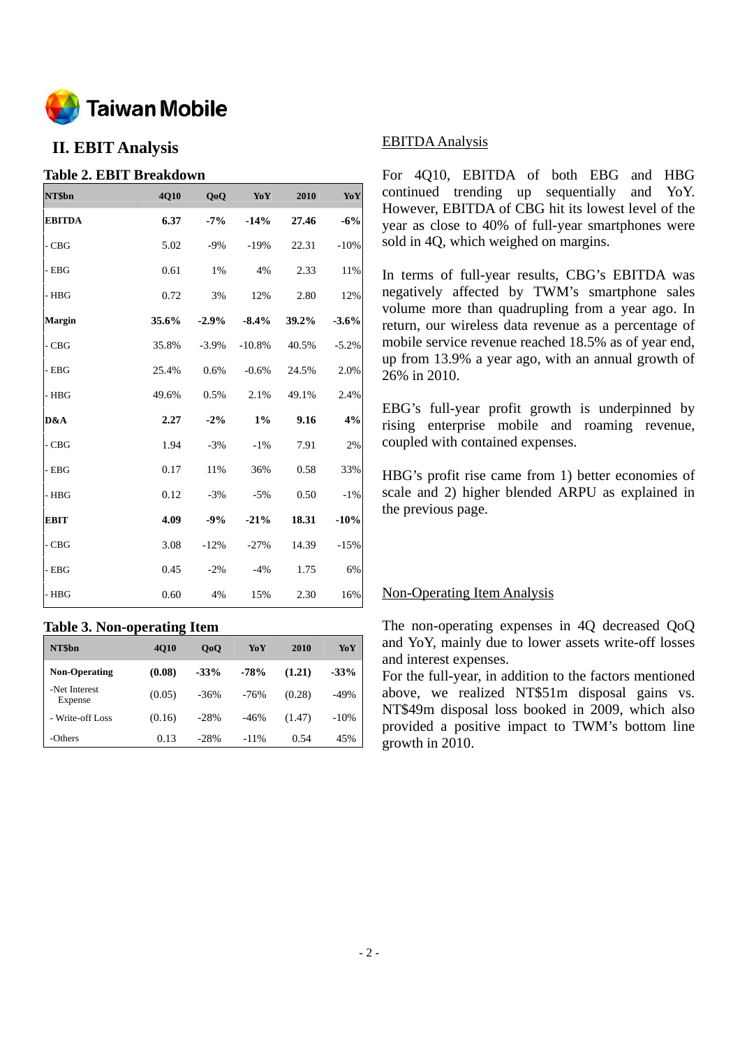# II. EBIT Analysis

### Table 2. EBIT Breakdown

| NT$bn | 4Q10 | QoQ | YoY | 2010 | YoY |
|---|---|---|---|---|---|
| **EBITDA** | **6.37** | **-7%** | **-14%** | **27.46** | **-6%** |
| - CBG | 5.02 | -9% | -19% | 22.31 | -10% |
| - EBG | 0.61 | 1% | 4% | 2.33 | 11% |
| - HBG | 0.72 | 3% | 12% | 2.80 | 12% |
| **Margin** | **35.6%** | **-2.9%** | **-8.4%** | **39.2%** | **-3.6%** |
| - CBG | 35.8% | -3.9% | -10.8% | 40.5% | -5.2% |
| - EBG | 25.4% | 0.6% | -0.6% | 24.5% | 2.0% |
| - HBG | 49.6% | 0.5% | 2.1% | 49.1% | 2.4% |
| **D&A** | **2.27** | **-2%** | **1%** | **9.16** | **4%** |
| - CBG | 1.94 | -3% | -1% | 7.91 | 2% |
| - EBG | 0.17 | 11% | 36% | 0.58 | 33% |
| - HBG | 0.12 | -3% | -5% | 0.50 | -1% |
| **EBIT** | **4.09** | **-9%** | **-21%** | **18.31** | **-10%** |
| - CBG | 3.08 | -12% | -27% | 14.39 | -15% |
| - EBG | 0.45 | -2% | -4% | 1.75 | 6% |
| - HBG | 0.60 | 4% | 15% | 2.30 | 16% |

### Table 3. Non-operating Item

| NT$bn | 4Q10 | QoQ | YoY | 2010 | YoY |
|---|---|---|---|---|---|
| **Non-Operating** | **(0.08)** | **-33%** | **-78%** | **(1.21)** | **-33%** |
| -Net Interest Expense | (0.05) | -36% | -76% | (0.28) | -49% |
| - Write-off Loss | (0.16) | -28% | -46% | (1.47) | -10% |
| -Others | 0.13 | -28% | -11% | 0.54 | 45% |

## EBITDA Analysis

For 4Q10, EBITDA of both EBG and HBG continued trending up sequentially and YoY. However, EBITDA of CBG hit its lowest level of the year as close to 40% of full-year smartphones were sold in 4Q, which weighed on margins.

In terms of full-year results, CBG's EBITDA was negatively affected by TWM's smartphone sales volume more than quadrupling from a year ago. In return, our wireless data revenue as a percentage of mobile service revenue reached 18.5% as of year end, up from 13.9% a year ago, with an annual growth of 26% in 2010.

EBG's full-year profit growth is underpinned by rising enterprise mobile and roaming revenue, coupled with contained expenses.

HBG's profit rise came from 1) better economies of scale and 2) higher blended ARPU as explained in the previous page.

## Non-Operating Item Analysis

The non-operating expenses in 4Q decreased QoQ and YoY, mainly due to lower assets write-off losses and interest expenses.

For the full-year, in addition to the factors mentioned above, we realized NT$51m disposal gains vs. NT$49m disposal loss booked in 2009, which also provided a positive impact to TWM's bottom line growth in 2010.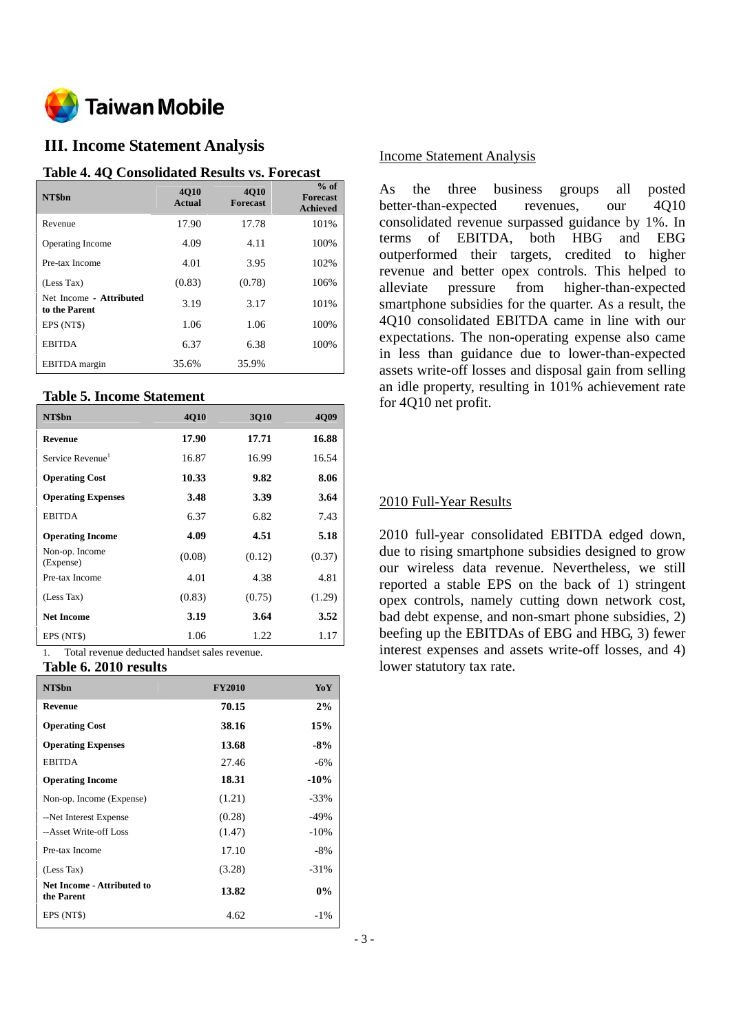## III. Income Statement Analysis

### Table 4. 4Q Consolidated Results vs. Forecast

| NT$bn | 4Q10 Actual | 4Q10 Forecast | % of Forecast Achieved |
|---|---|---|---|
| Revenue | 17.90 | 17.78 | 101% |
| Operating Income | 4.09 | 4.11 | 100% |
| Pre-tax Income | 4.01 | 3.95 | 102% |
| (Less Tax) | (0.83) | (0.78) | 106% |
| Net Income - **Attributed to the Parent** | 3.19 | 3.17 | 101% |
| EPS (NT$) | 1.06 | 1.06 | 100% |
| EBITDA | 6.37 | 6.38 | 100% |
| EBITDA margin | 35.6% | 35.9% | |

### Table 5. Income Statement

| NT$bn | 4Q10 | 3Q10 | 4Q09 |
|---|---|---|---|
| **Revenue** | **17.90** | **17.71** | **16.88** |
| Service Revenue[1] | 16.87 | 16.99 | 16.54 |
| **Operating Cost** | **10.33** | **9.82** | **8.06** |
| **Operating Expenses** | **3.48** | **3.39** | **3.64** |
| EBITDA | 6.37 | 6.82 | 7.43 |
| **Operating Income** | **4.09** | **4.51** | **5.18** |
| Non-op. Income (Expense) | (0.08) | (0.12) | (0.37) |
| Pre-tax Income | 4.01 | 4.38 | 4.81 |
| (Less Tax) | (0.83) | (0.75) | (1.29) |
| **Net Income** | **3.19** | **3.64** | **3.52** |
| EPS (NT$) | 1.06 | 1.22 | 1.17 |

1. Total revenue deducted handset sales revenue.

### Table 6. 2010 results

| NT$bn | FY2010 | YoY |
|---|---|---|
| **Revenue** | **70.15** | **2%** |
| **Operating Cost** | **38.16** | **15%** |
| **Operating Expenses** | **13.68** | **-8%** |
| EBITDA | 27.46 | -6% |
| **Operating Income** | **18.31** | **-10%** |
| Non-op. Income (Expense) | (1.21) | -33% |
| --Net Interest Expense | (0.28) | -49% |
| --Asset Write-off Loss | (1.47) | -10% |
| Pre-tax Income | 17.10 | -8% |
| (Less Tax) | (3.28) | -31% |
| **Net Income - Attributed to the Parent** | **13.82** | **0%** |
| EPS (NT$) | 4.62 | -1% |

Income Statement Analysis

As the three business groups all posted better-than-expected revenues, our 4Q10 consolidated revenue surpassed guidance by 1%. In terms of EBITDA, both HBG and EBG outperformed their targets, credited to higher revenue and better opex controls. This helped to alleviate pressure from higher-than-expected smartphone subsidies for the quarter. As a result, the 4Q10 consolidated EBITDA came in line with our expectations. The non-operating expense also came in less than guidance due to lower-than-expected assets write-off losses and disposal gain from selling an idle property, resulting in 101% achievement rate for 4Q10 net profit.

2010 Full-Year Results

2010 full-year consolidated EBITDA edged down, due to rising smartphone subsidies designed to grow our wireless data revenue. Nevertheless, we still reported a stable EPS on the back of 1) stringent opex controls, namely cutting down network cost, bad debt expense, and non-smart phone subsidies, 2) beefing up the EBITDAs of EBG and HBG, 3) fewer interest expenses and assets write-off losses, and 4) lower statutory tax rate.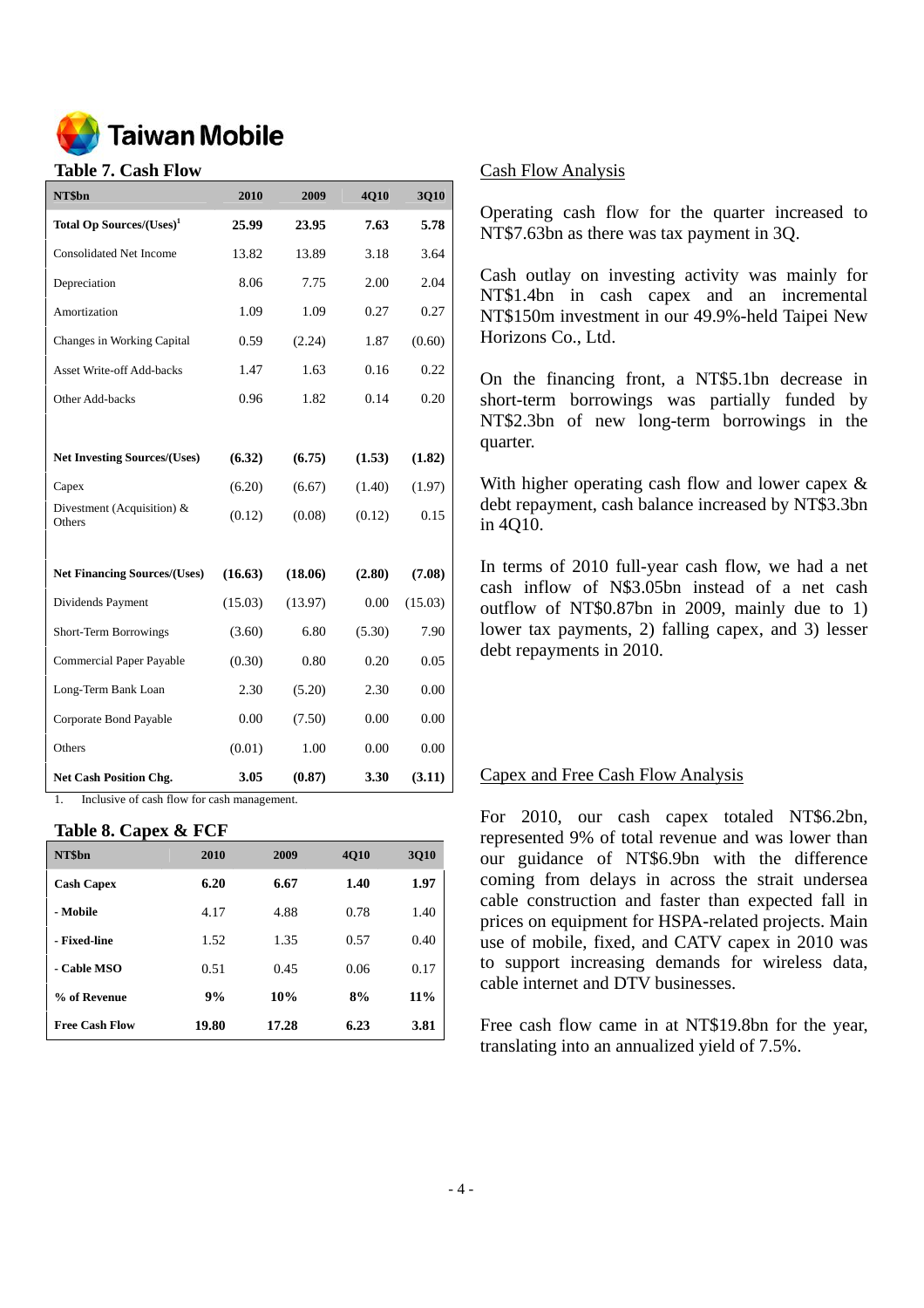# Taiwan Mobile

## Table 7. Cash Flow

| NT$bn | 2010 | 2009 | 4Q10 | 3Q10 |
|---|---|---|---|---|
| **Total Op Sources/(Uses)[1]** | **25.99** | **23.95** | **7.63** | **5.78** |
| Consolidated Net Income | 13.82 | 13.89 | 3.18 | 3.64 |
| Depreciation | 8.06 | 7.75 | 2.00 | 2.04 |
| Amortization | 1.09 | 1.09 | 0.27 | 0.27 |
| Changes in Working Capital | 0.59 | (2.24) | 1.87 | (0.60) |
| Asset Write-off Add-backs | 1.47 | 1.63 | 0.16 | 0.22 |
| Other Add-backs | 0.96 | 1.82 | 0.14 | 0.20 |
| | | | | |
| **Net Investing Sources/(Uses)** | **(6.32)** | **(6.75)** | **(1.53)** | **(1.82)** |
| Capex | (6.20) | (6.67) | (1.40) | (1.97) |
| Divestment (Acquisition) & Others | (0.12) | (0.08) | (0.12) | 0.15 |
| | | | | |
| **Net Financing Sources/(Uses)** | **(16.63)** | **(18.06)** | **(2.80)** | **(7.08)** |
| Dividends Payment | (15.03) | (13.97) | 0.00 | (15.03) |
| Short-Term Borrowings | (3.60) | 6.80 | (5.30) | 7.90 |
| Commercial Paper Payable | (0.30) | 0.80 | 0.20 | 0.05 |
| Long-Term Bank Loan | 2.30 | (5.20) | 2.30 | 0.00 |
| Corporate Bond Payable | 0.00 | (7.50) | 0.00 | 0.00 |
| Others | (0.01) | 1.00 | 0.00 | 0.00 |
| **Net Cash Position Chg.** | **3.05** | **(0.87)** | **3.30** | **(3.11)** |

1. Inclusive of cash flow for cash management.

## Table 8. Capex & FCF

| NT$bn | 2010 | 2009 | 4Q10 | 3Q10 |
|---|---|---|---|---|
| **Cash Capex** | **6.20** | **6.67** | **1.40** | **1.97** |
| **- Mobile** | 4.17 | 4.88 | 0.78 | 1.40 |
| **- Fixed-line** | 1.52 | 1.35 | 0.57 | 0.40 |
| **- Cable MSO** | 0.51 | 0.45 | 0.06 | 0.17 |
| **% of Revenue** | **9%** | **10%** | **8%** | **11%** |
| **Free Cash Flow** | **19.80** | **17.28** | **6.23** | **3.81** |

### Cash Flow Analysis

Operating cash flow for the quarter increased to NT$7.63bn as there was tax payment in 3Q.

Cash outlay on investing activity was mainly for NT$1.4bn in cash capex and an incremental NT$150m investment in our 49.9%-held Taipei New Horizons Co., Ltd.

On the financing front, a NT$5.1bn decrease in short-term borrowings was partially funded by NT$2.3bn of new long-term borrowings in the quarter.

With higher operating cash flow and lower capex & debt repayment, cash balance increased by NT$3.3bn in 4Q10.

In terms of 2010 full-year cash flow, we had a net cash inflow of N$3.05bn instead of a net cash outflow of NT$0.87bn in 2009, mainly due to 1) lower tax payments, 2) falling capex, and 3) lesser debt repayments in 2010.

### Capex and Free Cash Flow Analysis

For 2010, our cash capex totaled NT$6.2bn, represented 9% of total revenue and was lower than our guidance of NT$6.9bn with the difference coming from delays in across the strait undersea cable construction and faster than expected fall in prices on equipment for HSPA-related projects. Main use of mobile, fixed, and CATV capex in 2010 was to support increasing demands for wireless data, cable internet and DTV businesses.

Free cash flow came in at NT$19.8bn for the year, translating into an annualized yield of 7.5%.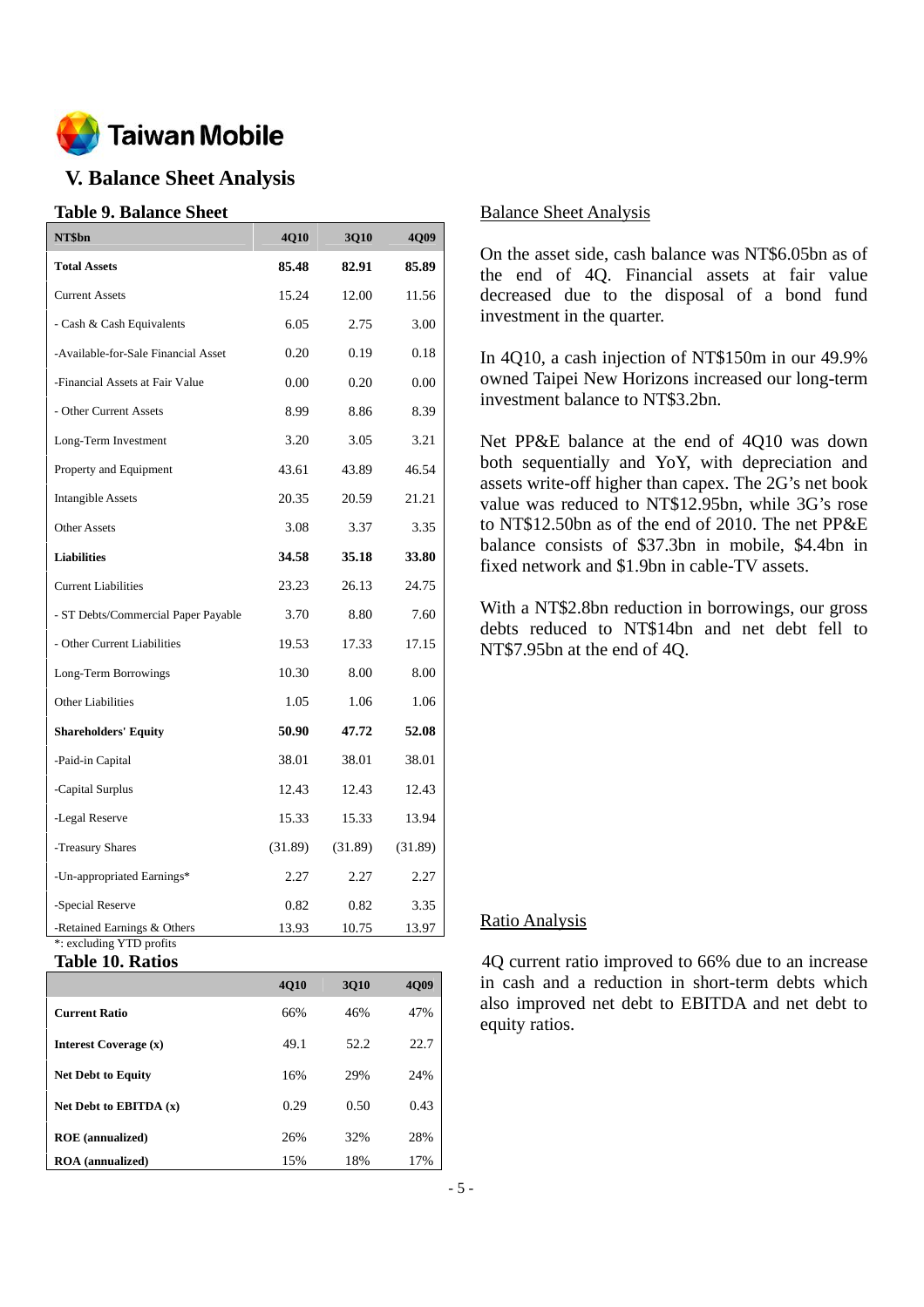# Taiwan Mobile

## V. Balance Sheet Analysis

### Table 9. Balance Sheet

| NT$bn | 4Q10 | 3Q10 | 4Q09 |
|---|---|---|---|
| **Total Assets** | **85.48** | **82.91** | **85.89** |
| Current Assets | 15.24 | 12.00 | 11.56 |
| - Cash & Cash Equivalents | 6.05 | 2.75 | 3.00 |
| -Available-for-Sale Financial Asset | 0.20 | 0.19 | 0.18 |
| -Financial Assets at Fair Value | 0.00 | 0.20 | 0.00 |
| - Other Current Assets | 8.99 | 8.86 | 8.39 |
| Long-Term Investment | 3.20 | 3.05 | 3.21 |
| Property and Equipment | 43.61 | 43.89 | 46.54 |
| Intangible Assets | 20.35 | 20.59 | 21.21 |
| Other Assets | 3.08 | 3.37 | 3.35 |
| **Liabilities** | **34.58** | **35.18** | **33.80** |
| Current Liabilities | 23.23 | 26.13 | 24.75 |
| - ST Debts/Commercial Paper Payable | 3.70 | 8.80 | 7.60 |
| - Other Current Liabilities | 19.53 | 17.33 | 17.15 |
| Long-Term Borrowings | 10.30 | 8.00 | 8.00 |
| Other Liabilities | 1.05 | 1.06 | 1.06 |
| **Shareholders' Equity** | **50.90** | **47.72** | **52.08** |
| -Paid-in Capital | 38.01 | 38.01 | 38.01 |
| -Capital Surplus | 12.43 | 12.43 | 12.43 |
| -Legal Reserve | 15.33 | 15.33 | 13.94 |
| -Treasury Shares | (31.89) | (31.89) | (31.89) |
| -Un-appropriated Earnings* | 2.27 | 2.27 | 2.27 |
| -Special Reserve | 0.82 | 0.82 | 3.35 |
| -Retained Earnings & Others | 13.93 | 10.75 | 13.97 |

*: excluding YTD profits

### Table 10. Ratios

| | 4Q10 | 3Q10 | 4Q09 |
|---|---|---|---|
| **Current Ratio** | 66% | 46% | 47% |
| **Interest Coverage (x)** | 49.1 | 52.2 | 22.7 |
| **Net Debt to Equity** | 16% | 29% | 24% |
| **Net Debt to EBITDA (x)** | 0.29 | 0.50 | 0.43 |
| **ROE (annualized)** | 26% | 32% | 28% |
| **ROA (annualized)** | 15% | 18% | 17% |

Balance Sheet Analysis

On the asset side, cash balance was NT$6.05bn as of the end of 4Q. Financial assets at fair value decreased due to the disposal of a bond fund investment in the quarter.

In 4Q10, a cash injection of NT$150m in our 49.9% owned Taipei New Horizons increased our long-term investment balance to NT$3.2bn.

Net PP&E balance at the end of 4Q10 was down both sequentially and YoY, with depreciation and assets write-off higher than capex. The 2G's net book value was reduced to NT$12.95bn, while 3G's rose to NT$12.50bn as of the end of 2010. The net PP&E balance consists of $37.3bn in mobile, $4.4bn in fixed network and $1.9bn in cable-TV assets.

With a NT$2.8bn reduction in borrowings, our gross debts reduced to NT$14bn and net debt fell to NT$7.95bn at the end of 4Q.

Ratio Analysis

4Q current ratio improved to 66% due to an increase in cash and a reduction in short-term debts which also improved net debt to EBITDA and net debt to equity ratios.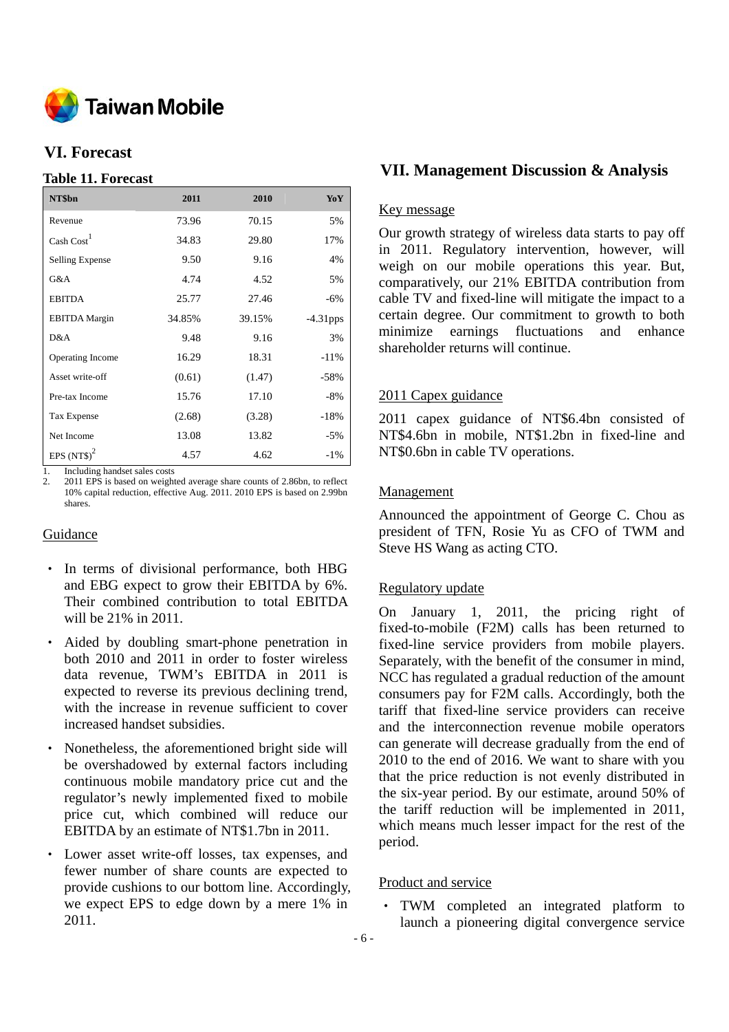## VI. Forecast

### Table 11. Forecast

| NT$bn | 2011 | 2010 | YoY |
|---|---|---|---|
| Revenue | 73.96 | 70.15 | 5% |
| Cash Cost[1] | 34.83 | 29.80 | 17% |
| Selling Expense | 9.50 | 9.16 | 4% |
| G&A | 4.74 | 4.52 | 5% |
| EBITDA | 25.77 | 27.46 | -6% |
| EBITDA Margin | 34.85% | 39.15% | -4.31pps |
| D&A | 9.48 | 9.16 | 3% |
| Operating Income | 16.29 | 18.31 | -11% |
| Asset write-off | (0.61) | (1.47) | -58% |
| Pre-tax Income | 15.76 | 17.10 | -8% |
| Tax Expense | (2.68) | (3.28) | -18% |
| Net Income | 13.08 | 13.82 | -5% |
| EPS (NT$)[2] | 4.57 | 4.62 | -1% |

1. Including handset sales costs
2. 2011 EPS is based on weighted average share counts of 2.86bn, to reflect 10% capital reduction, effective Aug. 2011. 2010 EPS is based on 2.99bn shares.

### Guidance

- In terms of divisional performance, both HBG and EBG expect to grow their EBITDA by 6%. Their combined contribution to total EBITDA will be 21% in 2011.
- Aided by doubling smart-phone penetration in both 2010 and 2011 in order to foster wireless data revenue, TWM's EBITDA in 2011 is expected to reverse its previous declining trend, with the increase in revenue sufficient to cover increased handset subsidies.
- Nonetheless, the aforementioned bright side will be overshadowed by external factors including continuous mobile mandatory price cut and the regulator's newly implemented fixed to mobile price cut, which combined will reduce our EBITDA by an estimate of NT$1.7bn in 2011.
- Lower asset write-off losses, tax expenses, and fewer number of share counts are expected to provide cushions to our bottom line. Accordingly, we expect EPS to edge down by a mere 1% in 2011.

## VII. Management Discussion & Analysis

### Key message

Our growth strategy of wireless data starts to pay off in 2011. Regulatory intervention, however, will weigh on our mobile operations this year. But, comparatively, our 21% EBITDA contribution from cable TV and fixed-line will mitigate the impact to a certain degree. Our commitment to growth to both minimize earnings fluctuations and enhance shareholder returns will continue.

### 2011 Capex guidance

2011 capex guidance of NT$6.4bn consisted of NT$4.6bn in mobile, NT$1.2bn in fixed-line and NT$0.6bn in cable TV operations.

### Management

Announced the appointment of George C. Chou as president of TFN, Rosie Yu as CFO of TWM and Steve HS Wang as acting CTO.

### Regulatory update

On January 1, 2011, the pricing right of fixed-to-mobile (F2M) calls has been returned to fixed-line service providers from mobile players. Separately, with the benefit of the consumer in mind, NCC has regulated a gradual reduction of the amount consumers pay for F2M calls. Accordingly, both the tariff that fixed-line service providers can receive and the interconnection revenue mobile operators can generate will decrease gradually from the end of 2010 to the end of 2016. We want to share with you that the price reduction is not evenly distributed in the six-year period. By our estimate, around 50% of the tariff reduction will be implemented in 2011, which means much lesser impact for the rest of the period.

### Product and service

- TWM completed an integrated platform to launch a pioneering digital convergence service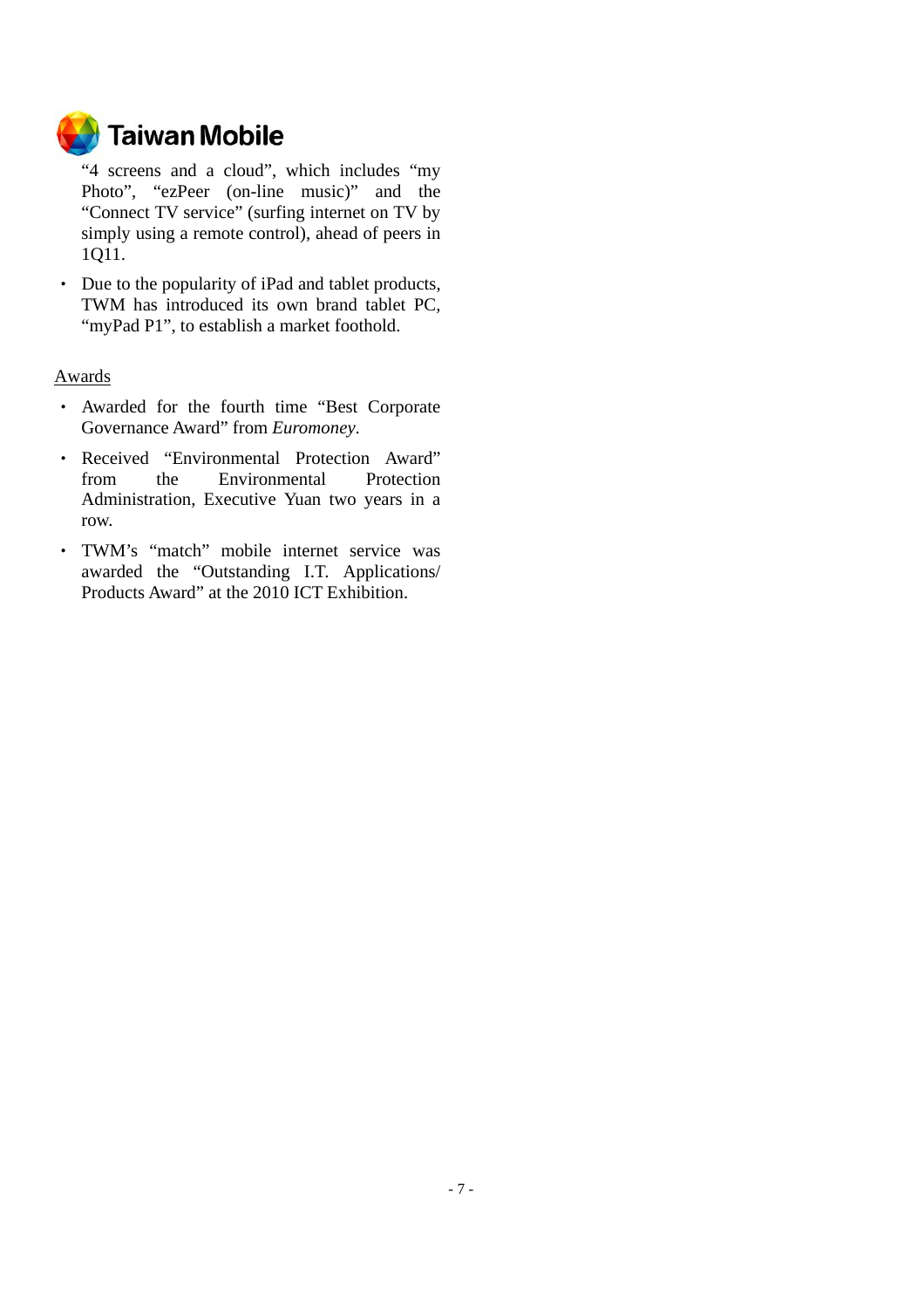"4 screens and a cloud", which includes "my Photo", "ezPeer (on-line music)" and the "Connect TV service" (surfing internet on TV by simply using a remote control), ahead of peers in 1Q11.

- Due to the popularity of iPad and tablet products, TWM has introduced its own brand tablet PC, "myPad P1", to establish a market foothold.

<u>Awards</u>

- Awarded for the fourth time "Best Corporate Governance Award" from *Euromoney*.
- Received "Environmental Protection Award" from the Environmental Protection Administration, Executive Yuan two years in a row.
- TWM's "match" mobile internet service was awarded the "Outstanding I.T. Applications/ Products Award" at the 2010 ICT Exhibition.